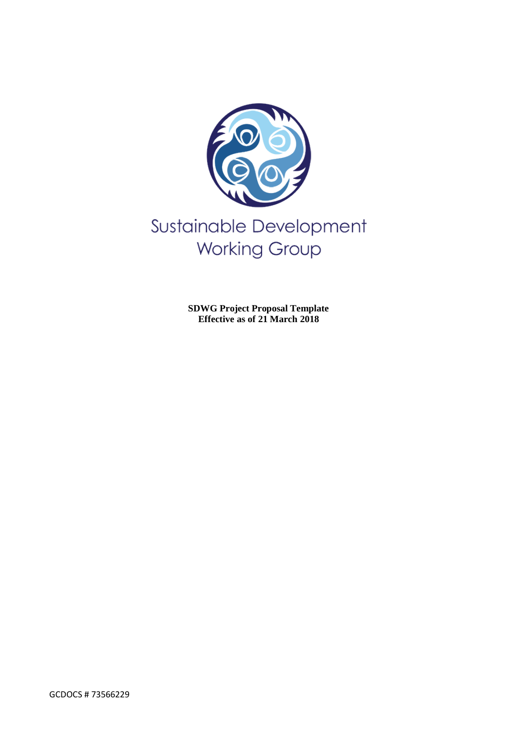Sustainable Development Working Group

**SDWG Project Proposal Template**
**Effective as of 21 March 2018**

GCDOCS # 73566229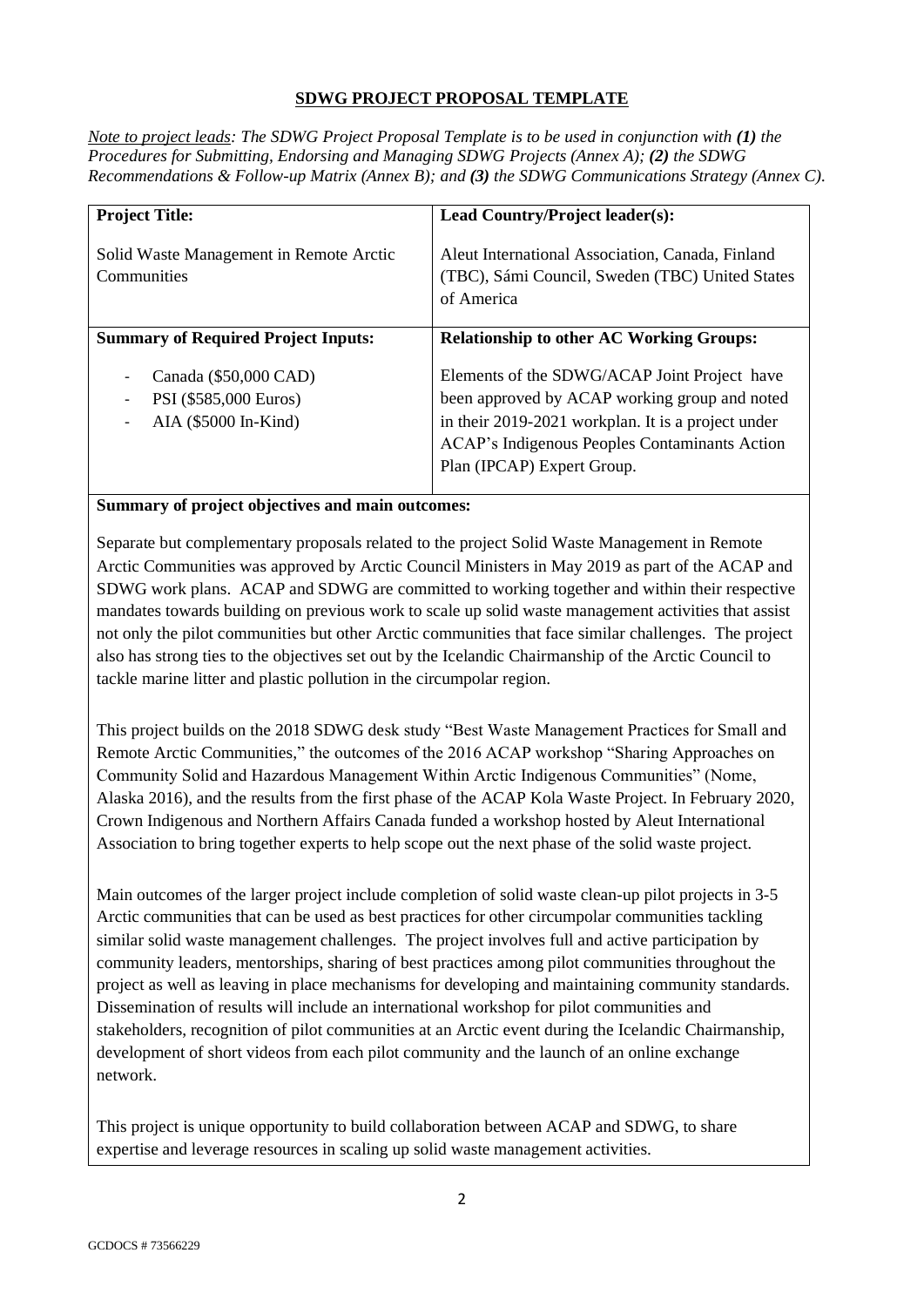**SDWG PROJECT PROPOSAL TEMPLATE**

*Note to project leads: The SDWG Project Proposal Template is to be used in conjunction with **(1)** the Procedures for Submitting, Endorsing and Managing SDWG Projects (Annex A); **(2)** the SDWG Recommendations & Follow-up Matrix (Annex B); and **(3)** the SDWG Communications Strategy (Annex C).*

| **Project Title:** | **Lead Country/Project leader(s):** |
|---|---|
| Solid Waste Management in Remote Arctic Communities | Aleut International Association, Canada, Finland (TBC), Sámi Council, Sweden (TBC) United States of America |
| **Summary of Required Project Inputs:** | **Relationship to other AC Working Groups:** |
| - Canada ($50,000 CAD)<br>- PSI ($585,000 Euros)<br>- AIA ($5000 In-Kind) | Elements of the SDWG/ACAP Joint Project have been approved by ACAP working group and noted in their 2019-2021 workplan. It is a project under ACAP's Indigenous Peoples Contaminants Action Plan (IPCAP) Expert Group. |

**Summary of project objectives and main outcomes:**

Separate but complementary proposals related to the project Solid Waste Management in Remote Arctic Communities was approved by Arctic Council Ministers in May 2019 as part of the ACAP and SDWG work plans. ACAP and SDWG are committed to working together and within their respective mandates towards building on previous work to scale up solid waste management activities that assist not only the pilot communities but other Arctic communities that face similar challenges. The project also has strong ties to the objectives set out by the Icelandic Chairmanship of the Arctic Council to tackle marine litter and plastic pollution in the circumpolar region.

This project builds on the 2018 SDWG desk study "Best Waste Management Practices for Small and Remote Arctic Communities," the outcomes of the 2016 ACAP workshop "Sharing Approaches on Community Solid and Hazardous Management Within Arctic Indigenous Communities" (Nome, Alaska 2016), and the results from the first phase of the ACAP Kola Waste Project. In February 2020, Crown Indigenous and Northern Affairs Canada funded a workshop hosted by Aleut International Association to bring together experts to help scope out the next phase of the solid waste project.

Main outcomes of the larger project include completion of solid waste clean-up pilot projects in 3-5 Arctic communities that can be used as best practices for other circumpolar communities tackling similar solid waste management challenges. The project involves full and active participation by community leaders, mentorships, sharing of best practices among pilot communities throughout the project as well as leaving in place mechanisms for developing and maintaining community standards. Dissemination of results will include an international workshop for pilot communities and stakeholders, recognition of pilot communities at an Arctic event during the Icelandic Chairmanship, development of short videos from each pilot community and the launch of an online exchange network.

This project is unique opportunity to build collaboration between ACAP and SDWG, to share expertise and leverage resources in scaling up solid waste management activities.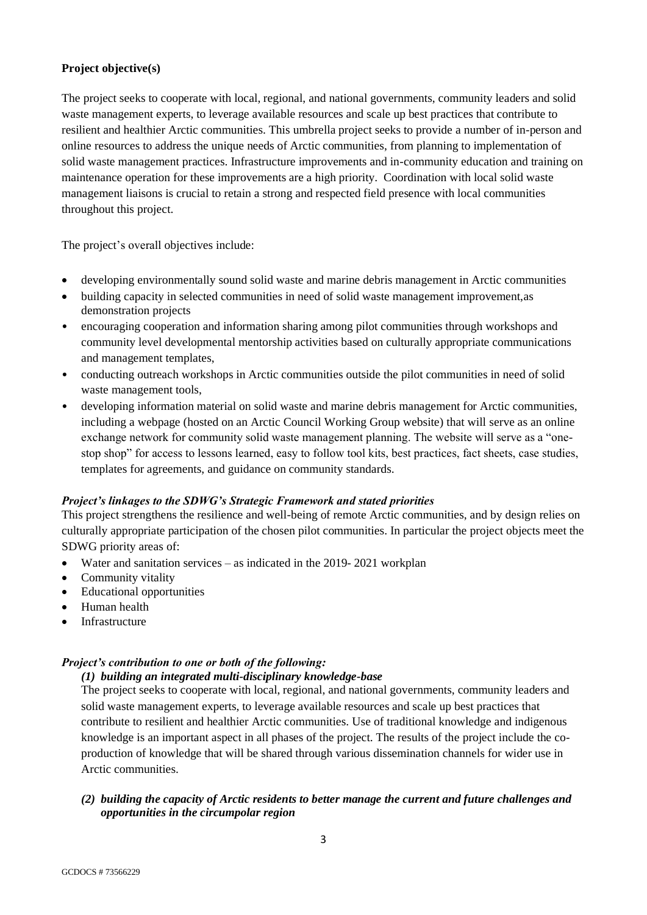**Project objective(s)**

The project seeks to cooperate with local, regional, and national governments, community leaders and solid waste management experts, to leverage available resources and scale up best practices that contribute to resilient and healthier Arctic communities. This umbrella project seeks to provide a number of in-person and online resources to address the unique needs of Arctic communities, from planning to implementation of solid waste management practices. Infrastructure improvements and in-community education and training on maintenance operation for these improvements are a high priority. Coordination with local solid waste management liaisons is crucial to retain a strong and respected field presence with local communities throughout this project.

The project's overall objectives include:

- developing environmentally sound solid waste and marine debris management in Arctic communities
- building capacity in selected communities in need of solid waste management improvement,as demonstration projects
- encouraging cooperation and information sharing among pilot communities through workshops and community level developmental mentorship activities based on culturally appropriate communications and management templates,
- conducting outreach workshops in Arctic communities outside the pilot communities in need of solid waste management tools,
- developing information material on solid waste and marine debris management for Arctic communities, including a webpage (hosted on an Arctic Council Working Group website) that will serve as an online exchange network for community solid waste management planning. The website will serve as a "one-stop shop" for access to lessons learned, easy to follow tool kits, best practices, fact sheets, case studies, templates for agreements, and guidance on community standards.

***Project's linkages to the SDWG's Strategic Framework and stated priorities***

This project strengthens the resilience and well-being of remote Arctic communities, and by design relies on culturally appropriate participation of the chosen pilot communities. In particular the project objects meet the SDWG priority areas of:

- Water and sanitation services – as indicated in the 2019- 2021 workplan
- Community vitality
- Educational opportunities
- Human health
- Infrastructure

***Project's contribution to one or both of the following:***

***(1) building an integrated multi-disciplinary knowledge-base***

The project seeks to cooperate with local, regional, and national governments, community leaders and solid waste management experts, to leverage available resources and scale up best practices that contribute to resilient and healthier Arctic communities. Use of traditional knowledge and indigenous knowledge is an important aspect in all phases of the project. The results of the project include the co-production of knowledge that will be shared through various dissemination channels for wider use in Arctic communities.

***(2) building the capacity of Arctic residents to better manage the current and future challenges and opportunities in the circumpolar region***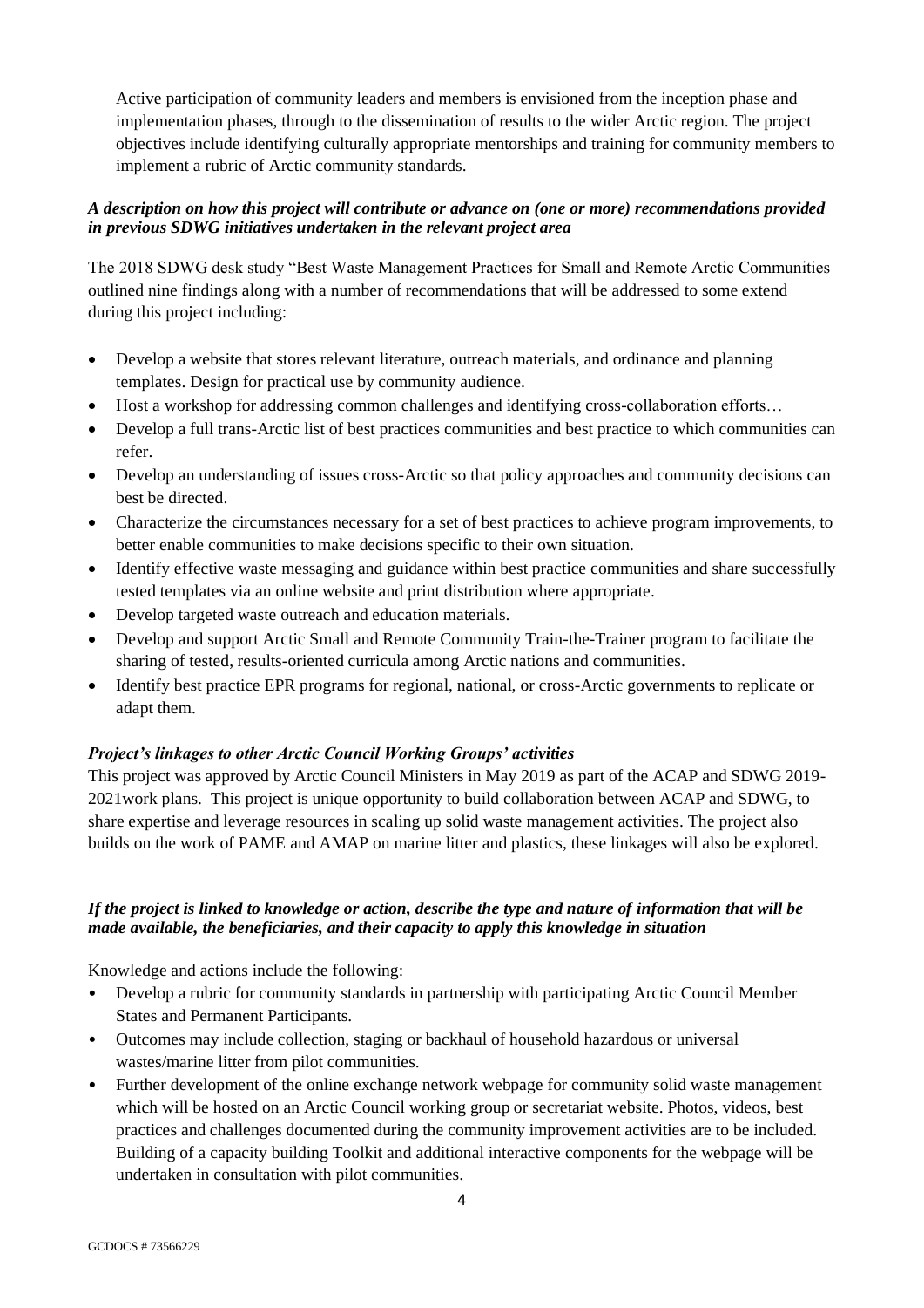Active participation of community leaders and members is envisioned from the inception phase and implementation phases, through to the dissemination of results to the wider Arctic region. The project objectives include identifying culturally appropriate mentorships and training for community members to implement a rubric of Arctic community standards.

***A description on how this project will contribute or advance on (one or more) recommendations provided in previous SDWG initiatives undertaken in the relevant project area***

The 2018 SDWG desk study "Best Waste Management Practices for Small and Remote Arctic Communities outlined nine findings along with a number of recommendations that will be addressed to some extend during this project including:

- Develop a website that stores relevant literature, outreach materials, and ordinance and planning templates. Design for practical use by community audience.
- Host a workshop for addressing common challenges and identifying cross-collaboration efforts…
- Develop a full trans-Arctic list of best practices communities and best practice to which communities can refer.
- Develop an understanding of issues cross-Arctic so that policy approaches and community decisions can best be directed.
- Characterize the circumstances necessary for a set of best practices to achieve program improvements, to better enable communities to make decisions specific to their own situation.
- Identify effective waste messaging and guidance within best practice communities and share successfully tested templates via an online website and print distribution where appropriate.
- Develop targeted waste outreach and education materials.
- Develop and support Arctic Small and Remote Community Train-the-Trainer program to facilitate the sharing of tested, results-oriented curricula among Arctic nations and communities.
- Identify best practice EPR programs for regional, national, or cross-Arctic governments to replicate or adapt them.

***Project's linkages to other Arctic Council Working Groups' activities***

This project was approved by Arctic Council Ministers in May 2019 as part of the ACAP and SDWG 2019-2021work plans. This project is unique opportunity to build collaboration between ACAP and SDWG, to share expertise and leverage resources in scaling up solid waste management activities. The project also builds on the work of PAME and AMAP on marine litter and plastics, these linkages will also be explored.

***If the project is linked to knowledge or action, describe the type and nature of information that will be made available, the beneficiaries, and their capacity to apply this knowledge in situation***

Knowledge and actions include the following:

- Develop a rubric for community standards in partnership with participating Arctic Council Member States and Permanent Participants.
- Outcomes may include collection, staging or backhaul of household hazardous or universal wastes/marine litter from pilot communities.
- Further development of the online exchange network webpage for community solid waste management which will be hosted on an Arctic Council working group or secretariat website. Photos, videos, best practices and challenges documented during the community improvement activities are to be included. Building of a capacity building Toolkit and additional interactive components for the webpage will be undertaken in consultation with pilot communities.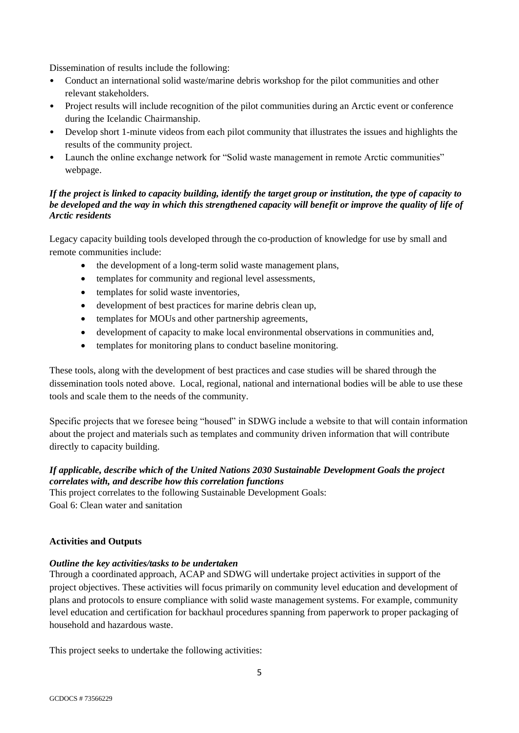Dissemination of results include the following:

- Conduct an international solid waste/marine debris workshop for the pilot communities and other relevant stakeholders.
- Project results will include recognition of the pilot communities during an Arctic event or conference during the Icelandic Chairmanship.
- Develop short 1-minute videos from each pilot community that illustrates the issues and highlights the results of the community project.
- Launch the online exchange network for "Solid waste management in remote Arctic communities" webpage.

***If the project is linked to capacity building, identify the target group or institution, the type of capacity to be developed and the way in which this strengthened capacity will benefit or improve the quality of life of Arctic residents***

Legacy capacity building tools developed through the co-production of knowledge for use by small and remote communities include:

- the development of a long-term solid waste management plans,
- templates for community and regional level assessments,
- templates for solid waste inventories,
- development of best practices for marine debris clean up,
- templates for MOUs and other partnership agreements,
- development of capacity to make local environmental observations in communities and,
- templates for monitoring plans to conduct baseline monitoring.

These tools, along with the development of best practices and case studies will be shared through the dissemination tools noted above. Local, regional, national and international bodies will be able to use these tools and scale them to the needs of the community.

Specific projects that we foresee being "housed" in SDWG include a website to that will contain information about the project and materials such as templates and community driven information that will contribute directly to capacity building.

***If applicable, describe which of the United Nations 2030 Sustainable Development Goals the project correlates with, and describe how this correlation functions***

This project correlates to the following Sustainable Development Goals:
Goal 6: Clean water and sanitation

**Activities and Outputs**

***Outline the key activities/tasks to be undertaken***

Through a coordinated approach, ACAP and SDWG will undertake project activities in support of the project objectives. These activities will focus primarily on community level education and development of plans and protocols to ensure compliance with solid waste management systems. For example, community level education and certification for backhaul procedures spanning from paperwork to proper packaging of household and hazardous waste.

This project seeks to undertake the following activities: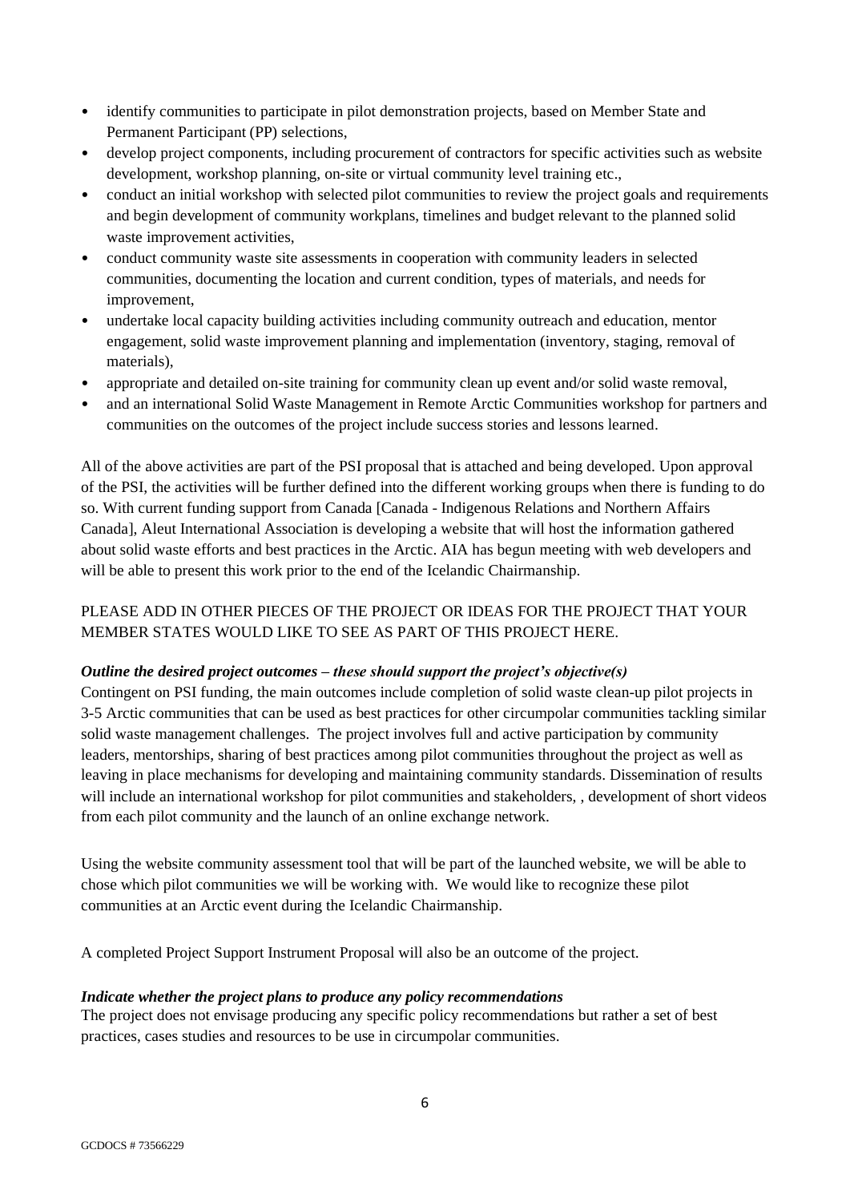- identify communities to participate in pilot demonstration projects, based on Member State and Permanent Participant (PP) selections,
- develop project components, including procurement of contractors for specific activities such as website development, workshop planning, on-site or virtual community level training etc.,
- conduct an initial workshop with selected pilot communities to review the project goals and requirements and begin development of community workplans, timelines and budget relevant to the planned solid waste improvement activities,
- conduct community waste site assessments in cooperation with community leaders in selected communities, documenting the location and current condition, types of materials, and needs for improvement,
- undertake local capacity building activities including community outreach and education, mentor engagement, solid waste improvement planning and implementation (inventory, staging, removal of materials),
- appropriate and detailed on-site training for community clean up event and/or solid waste removal,
- and an international Solid Waste Management in Remote Arctic Communities workshop for partners and communities on the outcomes of the project include success stories and lessons learned.

All of the above activities are part of the PSI proposal that is attached and being developed. Upon approval of the PSI, the activities will be further defined into the different working groups when there is funding to do so. With current funding support from Canada [Canada - Indigenous Relations and Northern Affairs Canada], Aleut International Association is developing a website that will host the information gathered about solid waste efforts and best practices in the Arctic. AIA has begun meeting with web developers and will be able to present this work prior to the end of the Icelandic Chairmanship.

PLEASE ADD IN OTHER PIECES OF THE PROJECT OR IDEAS FOR THE PROJECT THAT YOUR MEMBER STATES WOULD LIKE TO SEE AS PART OF THIS PROJECT HERE.

***Outline the desired project outcomes – these should support the project's objective(s)***

Contingent on PSI funding, the main outcomes include completion of solid waste clean-up pilot projects in 3-5 Arctic communities that can be used as best practices for other circumpolar communities tackling similar solid waste management challenges. The project involves full and active participation by community leaders, mentorships, sharing of best practices among pilot communities throughout the project as well as leaving in place mechanisms for developing and maintaining community standards. Dissemination of results will include an international workshop for pilot communities and stakeholders, , development of short videos from each pilot community and the launch of an online exchange network.

Using the website community assessment tool that will be part of the launched website, we will be able to chose which pilot communities we will be working with. We would like to recognize these pilot communities at an Arctic event during the Icelandic Chairmanship.

A completed Project Support Instrument Proposal will also be an outcome of the project.

***Indicate whether the project plans to produce any policy recommendations***

The project does not envisage producing any specific policy recommendations but rather a set of best practices, cases studies and resources to be use in circumpolar communities.

GCDOCS # 73566229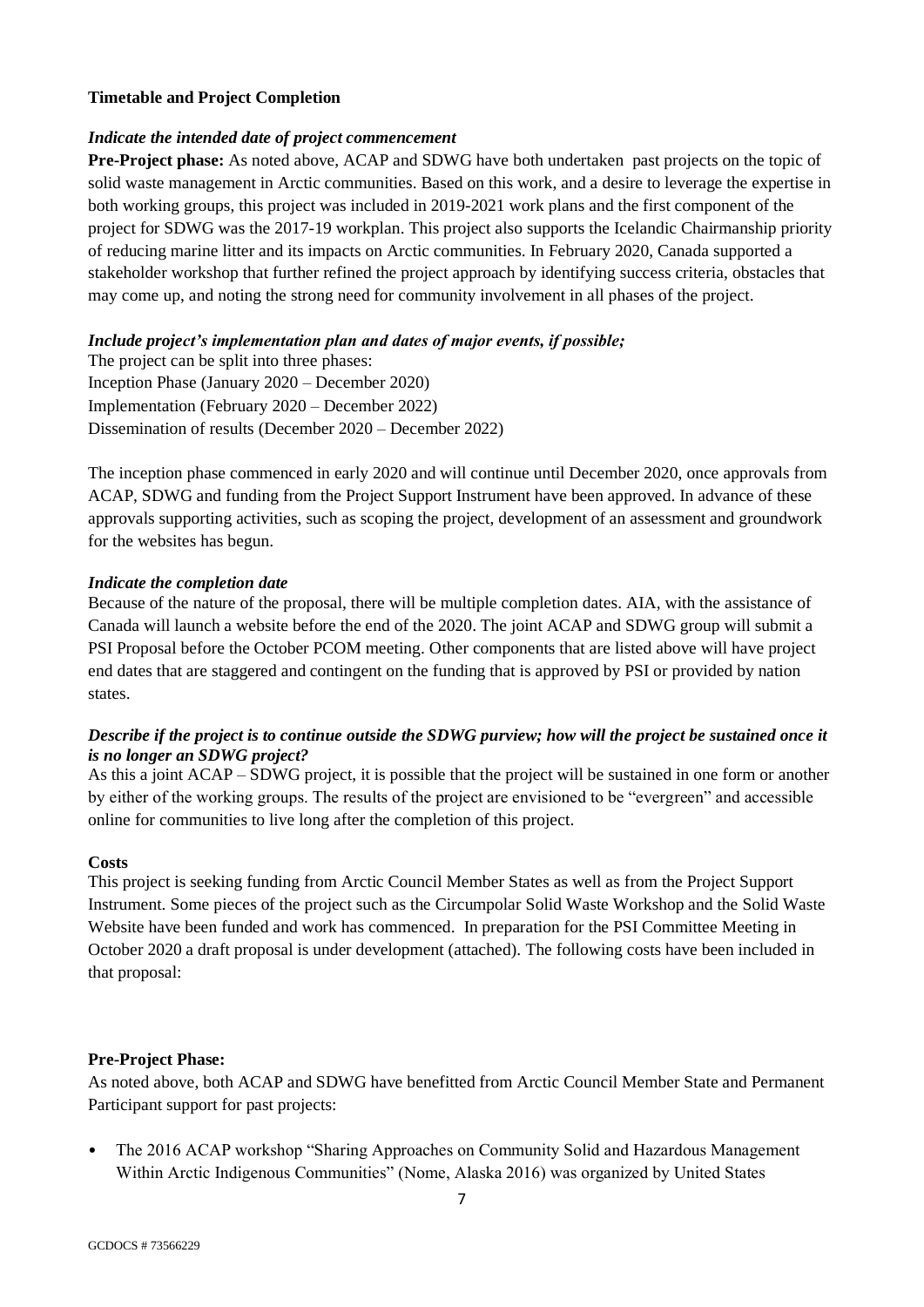**Timetable and Project Completion**

***Indicate the intended date of project commencement***

**Pre-Project phase:** As noted above, ACAP and SDWG have both undertaken past projects on the topic of solid waste management in Arctic communities. Based on this work, and a desire to leverage the expertise in both working groups, this project was included in 2019-2021 work plans and the first component of the project for SDWG was the 2017-19 workplan. This project also supports the Icelandic Chairmanship priority of reducing marine litter and its impacts on Arctic communities. In February 2020, Canada supported a stakeholder workshop that further refined the project approach by identifying success criteria, obstacles that may come up, and noting the strong need for community involvement in all phases of the project.

***Include project's implementation plan and dates of major events, if possible;***

The project can be split into three phases:
Inception Phase (January 2020 – December 2020)
Implementation (February 2020 – December 2022)
Dissemination of results (December 2020 – December 2022)

The inception phase commenced in early 2020 and will continue until December 2020, once approvals from ACAP, SDWG and funding from the Project Support Instrument have been approved. In advance of these approvals supporting activities, such as scoping the project, development of an assessment and groundwork for the websites has begun.

***Indicate the completion date***

Because of the nature of the proposal, there will be multiple completion dates. AIA, with the assistance of Canada will launch a website before the end of the 2020. The joint ACAP and SDWG group will submit a PSI Proposal before the October PCOM meeting. Other components that are listed above will have project end dates that are staggered and contingent on the funding that is approved by PSI or provided by nation states.

***Describe if the project is to continue outside the SDWG purview; how will the project be sustained once it is no longer an SDWG project?***

As this a joint ACAP – SDWG project, it is possible that the project will be sustained in one form or another by either of the working groups. The results of the project are envisioned to be "evergreen" and accessible online for communities to live long after the completion of this project.

**Costs**

This project is seeking funding from Arctic Council Member States as well as from the Project Support Instrument. Some pieces of the project such as the Circumpolar Solid Waste Workshop and the Solid Waste Website have been funded and work has commenced. In preparation for the PSI Committee Meeting in October 2020 a draft proposal is under development (attached). The following costs have been included in that proposal:

**Pre-Project Phase:**

As noted above, both ACAP and SDWG have benefitted from Arctic Council Member State and Permanent Participant support for past projects:

- The 2016 ACAP workshop "Sharing Approaches on Community Solid and Hazardous Management Within Arctic Indigenous Communities" (Nome, Alaska 2016) was organized by United States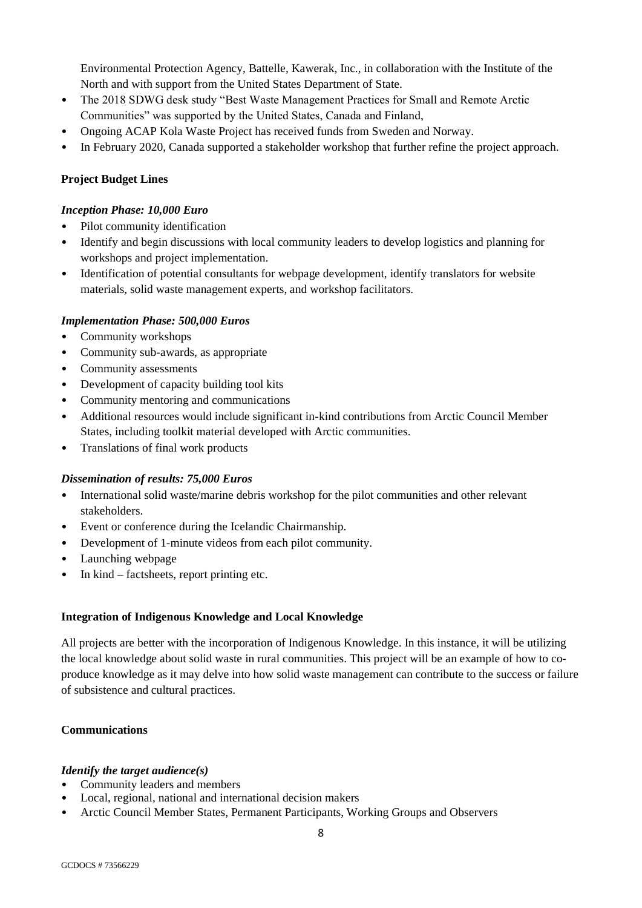Environmental Protection Agency, Battelle, Kawerak, Inc., in collaboration with the Institute of the North and with support from the United States Department of State.

- The 2018 SDWG desk study "Best Waste Management Practices for Small and Remote Arctic Communities" was supported by the United States, Canada and Finland,
- Ongoing ACAP Kola Waste Project has received funds from Sweden and Norway.
- In February 2020, Canada supported a stakeholder workshop that further refine the project approach.

**Project Budget Lines**

***Inception Phase: 10,000 Euro***

- Pilot community identification
- Identify and begin discussions with local community leaders to develop logistics and planning for workshops and project implementation.
- Identification of potential consultants for webpage development, identify translators for website materials, solid waste management experts, and workshop facilitators.

***Implementation Phase: 500,000 Euros***

- Community workshops
- Community sub-awards, as appropriate
- Community assessments
- Development of capacity building tool kits
- Community mentoring and communications
- Additional resources would include significant in-kind contributions from Arctic Council Member States, including toolkit material developed with Arctic communities.
- Translations of final work products

***Dissemination of results: 75,000 Euros***

- International solid waste/marine debris workshop for the pilot communities and other relevant stakeholders.
- Event or conference during the Icelandic Chairmanship.
- Development of 1-minute videos from each pilot community.
- Launching webpage
- In kind – factsheets, report printing etc.

**Integration of Indigenous Knowledge and Local Knowledge**

All projects are better with the incorporation of Indigenous Knowledge. In this instance, it will be utilizing the local knowledge about solid waste in rural communities. This project will be an example of how to co-produce knowledge as it may delve into how solid waste management can contribute to the success or failure of subsistence and cultural practices.

**Communications**

***Identify the target audience(s)***

- Community leaders and members
- Local, regional, national and international decision makers
- Arctic Council Member States, Permanent Participants, Working Groups and Observers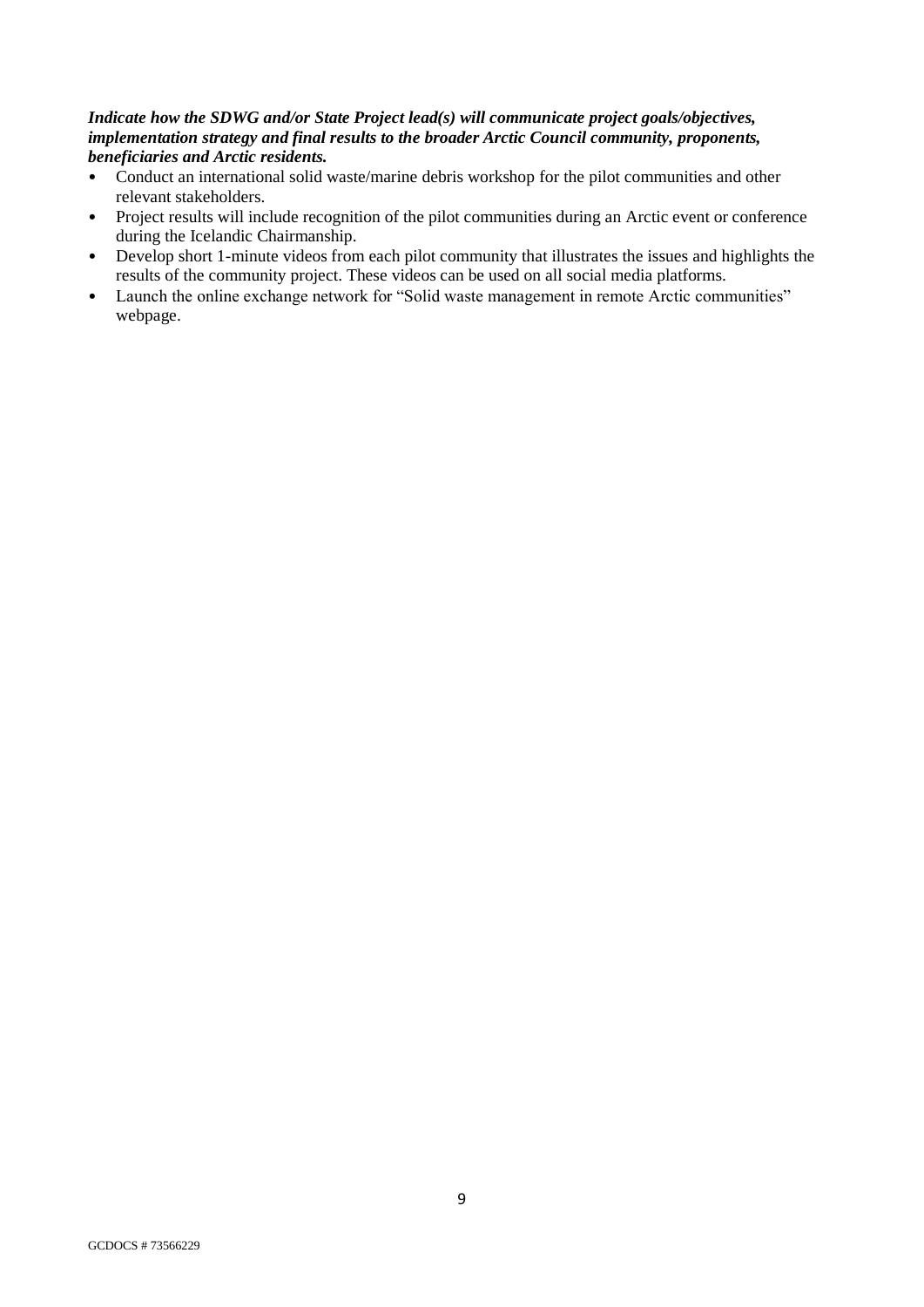***Indicate how the SDWG and/or State Project lead(s) will communicate project goals/objectives, implementation strategy and final results to the broader Arctic Council community, proponents, beneficiaries and Arctic residents.***

- Conduct an international solid waste/marine debris workshop for the pilot communities and other relevant stakeholders.
- Project results will include recognition of the pilot communities during an Arctic event or conference during the Icelandic Chairmanship.
- Develop short 1-minute videos from each pilot community that illustrates the issues and highlights the results of the community project. These videos can be used on all social media platforms.
- Launch the online exchange network for "Solid waste management in remote Arctic communities" webpage.

GCDOCS # 73566229